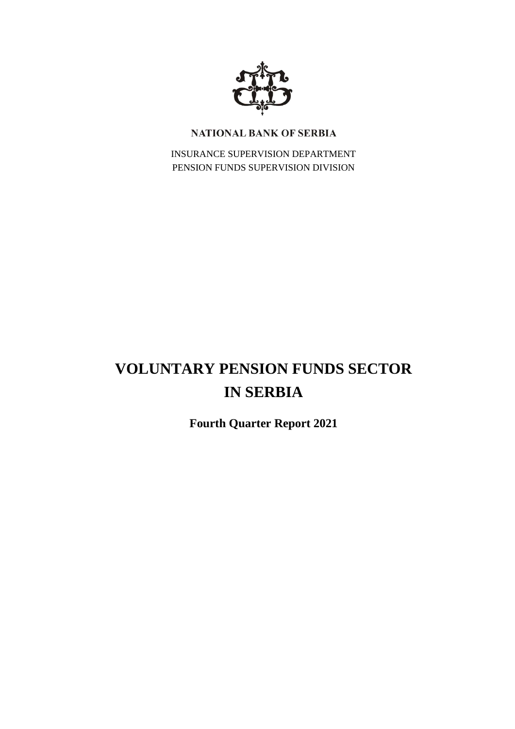**NATIONAL BANK OF SERBIA**

INSURANCE SUPERVISION DEPARTMENT
PENSION FUNDS SUPERVISION DIVISION

# VOLUNTARY PENSION FUNDS SECTOR IN SERBIA

**Fourth Quarter Report 2021**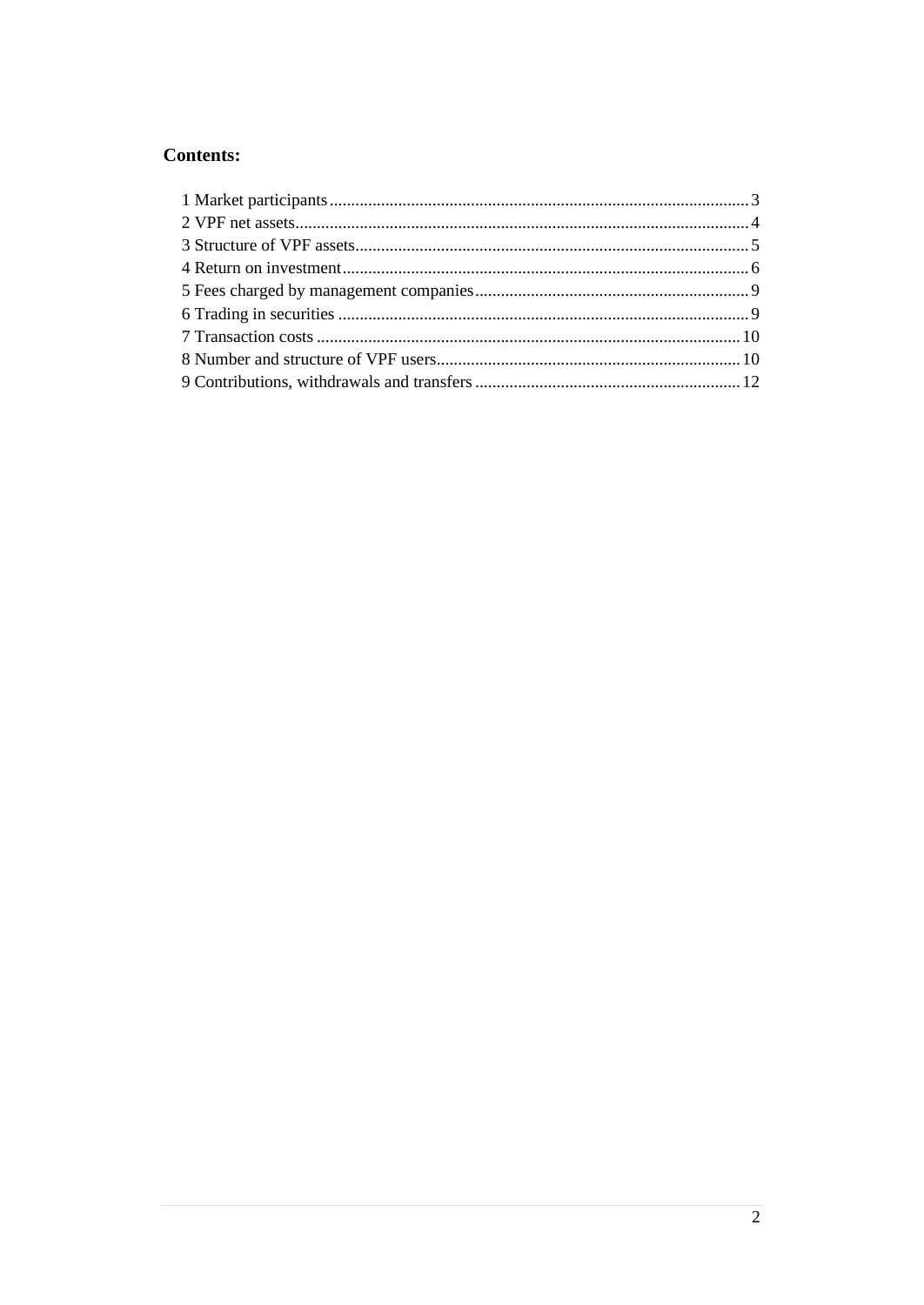**Contents:**

1 Market participants .......... 3
2 VPF net assets .......... 4
3 Structure of VPF assets .......... 5
4 Return on investment .......... 6
5 Fees charged by management companies .......... 9
6 Trading in securities .......... 9
7 Transaction costs .......... 10
8 Number and structure of VPF users .......... 10
9 Contributions, withdrawals and transfers .......... 12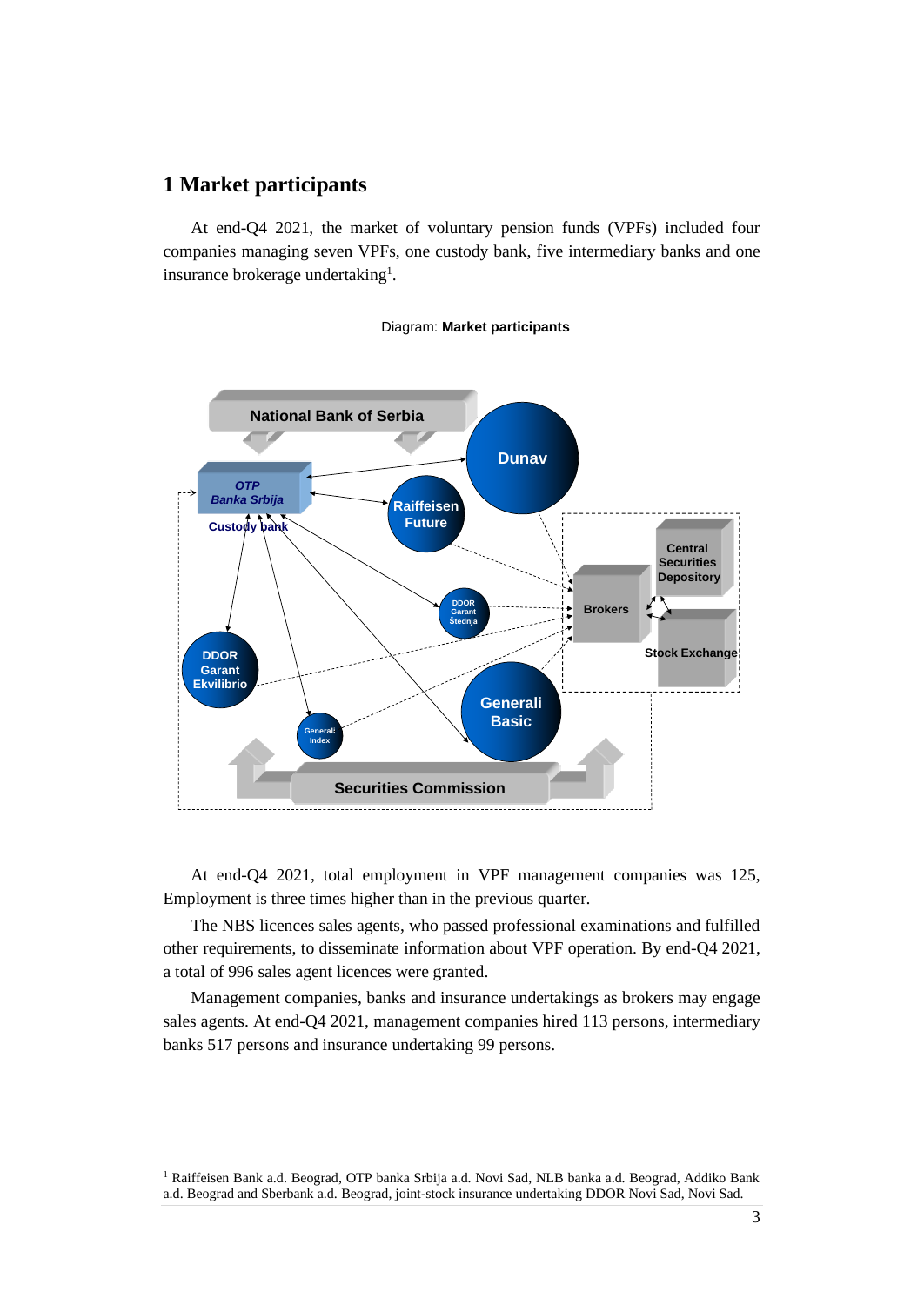# 1 Market participants

At end-Q4 2021, the market of voluntary pension funds (VPFs) included four companies managing seven VPFs, one custody bank, five intermediary banks and one insurance brokerage undertaking[1].

Diagram: **Market participants**

At end-Q4 2021, total employment in VPF management companies was 125, Employment is three times higher than in the previous quarter.

The NBS licences sales agents, who passed professional examinations and fulfilled other requirements, to disseminate information about VPF operation. By end-Q4 2021, a total of 996 sales agent licences were granted.

Management companies, banks and insurance undertakings as brokers may engage sales agents. At end-Q4 2021, management companies hired 113 persons, intermediary banks 517 persons and insurance undertaking 99 persons.

---

[1] Raiffeisen Bank a.d. Beograd, OTP banka Srbija a.d. Novi Sad, NLB banka a.d. Beograd, Addiko Bank a.d. Beograd and Sberbank a.d. Beograd, joint-stock insurance undertaking DDOR Novi Sad, Novi Sad.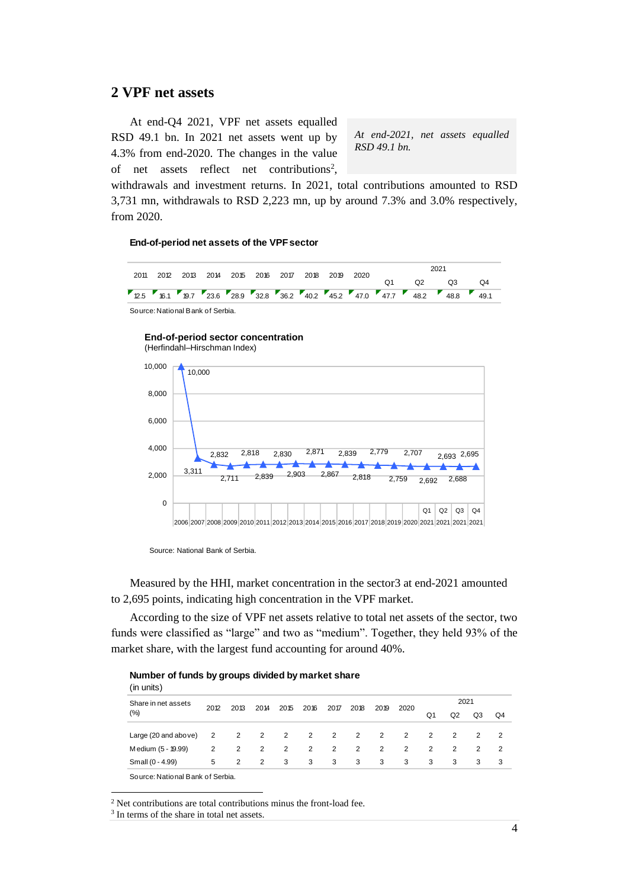## 2 VPF net assets

At end-Q4 2021, VPF net assets equalled RSD 49.1 bn. In 2021 net assets went up by 4.3% from end-2020. The changes in the value of net assets reflect net contributions[2], withdrawals and investment returns. In 2021, total contributions amounted to RSD 3,731 mn, withdrawals to RSD 2,223 mn, up by around 7.3% and 3.0% respectively, from 2020.

*At end-2021, net assets equalled RSD 49.1 bn.*

**End-of-period net assets of the VPF sector**

| 2011 | 2012 | 2013 | 2014 | 2015 | 2016 | 2017 | 2018 | 2019 | 2020 | 2021 Q1 | 2021 Q2 | 2021 Q3 | 2021 Q4 |
|---|---|---|---|---|---|---|---|---|---|---|---|---|---|
| 12.5 | 16.1 | 19.7 | 23.6 | 28.9 | 32.8 | 36.2 | 40.2 | 45.2 | 47.0 | 47.7 | 48.2 | 48.8 | 49.1 |

Source: National Bank of Serbia.

**End-of-period sector concentration**
(Herfindahl–Hirschman Index)

| 2006 | 2007 | 2008 | 2009 | 2010 | 2011 | 2012 | 2013 | 2014 | 2015 | 2016 | 2017 | 2018 | 2019 | 2020 | Q1 2021 | Q2 2021 | Q3 2021 | Q4 2021 |
|---|---|---|---|---|---|---|---|---|---|---|---|---|---|---|---|---|---|---|
| 10,000 | 3,311 | 2,832 | 2,711 | 2,818 | 2,839 | 2,830 | 2,903 | 2,871 | 2,867 | 2,839 | 2,818 | 2,779 | 2,759 | 2,707 | 2,692 | 2,693 | 2,688 | 2,695 |

Source: National Bank of Serbia.

Measured by the HHI, market concentration in the sector[3] at end-2021 amounted to 2,695 points, indicating high concentration in the VPF market.

According to the size of VPF net assets relative to total net assets of the sector, two funds were classified as "large" and two as "medium". Together, they held 93% of the market share, with the largest fund accounting for around 40%.

**Number of funds by groups divided by market share**
(in units)

| Share in net assets (%) | 2012 | 2013 | 2014 | 2015 | 2016 | 2017 | 2018 | 2019 | 2020 | 2021 Q1 | 2021 Q2 | 2021 Q3 | 2021 Q4 |
|---|---|---|---|---|---|---|---|---|---|---|---|---|---|
| Large (20 and above) | 2 | 2 | 2 | 2 | 2 | 2 | 2 | 2 | 2 | 2 | 2 | 2 | 2 |
| Medium (5 - 19.99) | 2 | 2 | 2 | 2 | 2 | 2 | 2 | 2 | 2 | 2 | 2 | 2 | 2 |
| Small (0 - 4.99) | 5 | 2 | 2 | 3 | 3 | 3 | 3 | 3 | 3 | 3 | 3 | 3 | 3 |

Source: National Bank of Serbia.

[2] Net contributions are total contributions minus the front-load fee.
[3] In terms of the share in total net assets.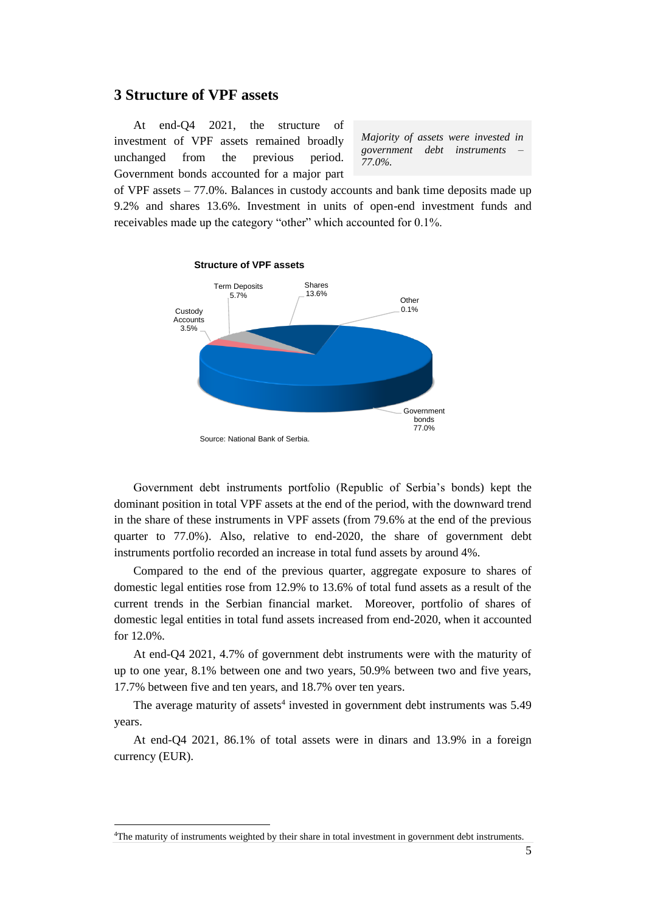## 3 Structure of VPF assets

*Majority of assets were invested in government debt instruments – 77.0%.*

At end-Q4 2021, the structure of investment of VPF assets remained broadly unchanged from the previous period. Government bonds accounted for a major part of VPF assets – 77.0%. Balances in custody accounts and bank time deposits made up 9.2% and shares 13.6%. Investment in units of open-end investment funds and receivables made up the category "other" which accounted for 0.1%.

**Structure of VPF assets**

Term Deposits 5.7%
Shares 13.6%
Other 0.1%
Custody Accounts 3.5%
Government bonds 77.0%

Source: National Bank of Serbia.

Government debt instruments portfolio (Republic of Serbia's bonds) kept the dominant position in total VPF assets at the end of the period, with the downward trend in the share of these instruments in VPF assets (from 79.6% at the end of the previous quarter to 77.0%). Also, relative to end-2020, the share of government debt instruments portfolio recorded an increase in total fund assets by around 4%.

Compared to the end of the previous quarter, aggregate exposure to shares of domestic legal entities rose from 12.9% to 13.6% of total fund assets as a result of the current trends in the Serbian financial market. Moreover, portfolio of shares of domestic legal entities in total fund assets increased from end-2020, when it accounted for 12.0%.

At end-Q4 2021, 4.7% of government debt instruments were with the maturity of up to one year, 8.1% between one and two years, 50.9% between two and five years, 17.7% between five and ten years, and 18.7% over ten years.

The average maturity of assets[4] invested in government debt instruments was 5.49 years.

At end-Q4 2021, 86.1% of total assets were in dinars and 13.9% in a foreign currency (EUR).

[4]The maturity of instruments weighted by their share in total investment in government debt instruments.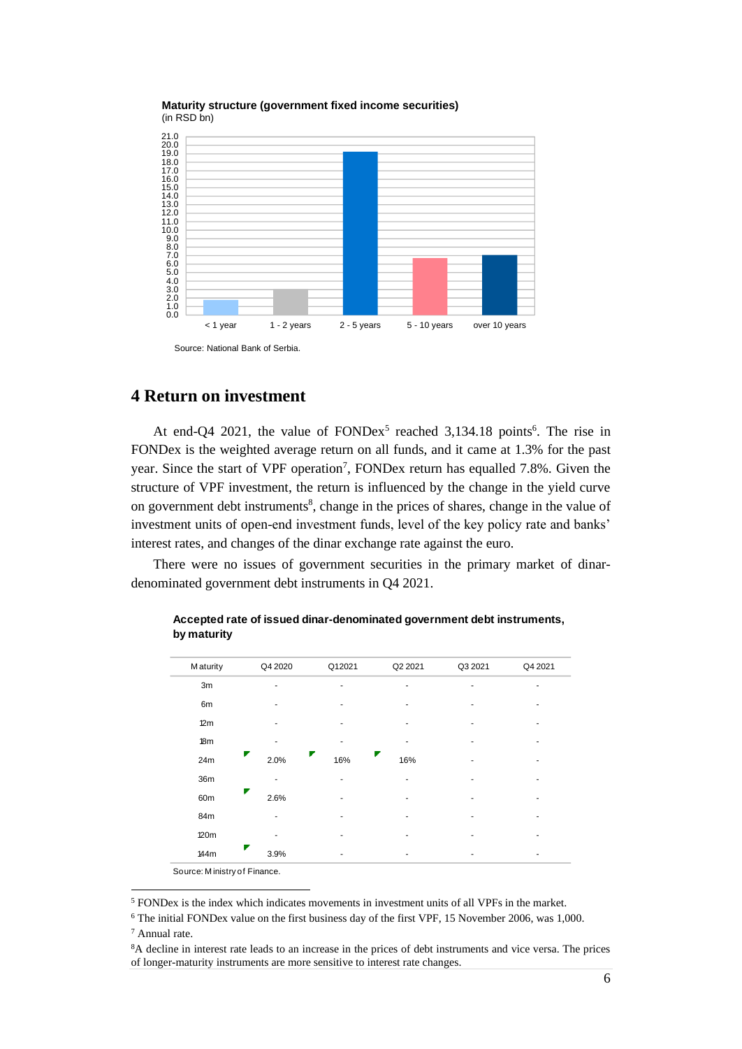**Maturity structure (government fixed income securities)**
(in RSD bn)

Source: National Bank of Serbia.

# 4 Return on investment

At end-Q4 2021, the value of FONDex[5] reached 3,134.18 points[6]. The rise in FONDex is the weighted average return on all funds, and it came at 1.3% for the past year. Since the start of VPF operation[7], FONDex return has equalled 7.8%. Given the structure of VPF investment, the return is influenced by the change in the yield curve on government debt instruments[8], change in the prices of shares, change in the value of investment units of open-end investment funds, level of the key policy rate and banks' interest rates, and changes of the dinar exchange rate against the euro.

There were no issues of government securities in the primary market of dinar-denominated government debt instruments in Q4 2021.

**Accepted rate of issued dinar-denominated government debt instruments, by maturity**

| Maturity | Q4 2020 | Q1 2021 | Q2 2021 | Q3 2021 | Q4 2021 |
|---|---|---|---|---|---|
| 3m | - | - | - | - | - |
| 6m | - | - | - | - | - |
| 12m | - | - | - | - | - |
| 18m | - | - | - | - | - |
| 24m | 2.0% | 1.6% | 1.6% | - | - |
| 36m | - | - | - | - | - |
| 60m | 2.6% | - | - | - | - |
| 84m | - | - | - | - | - |
| 120m | - | - | - | - | - |
| 144m | 3.9% | - | - | - | - |

Source: Ministry of Finance.

---

[5] FONDex is the index which indicates movements in investment units of all VPFs in the market.

[6] The initial FONDex value on the first business day of the first VPF, 15 November 2006, was 1,000.

[7] Annual rate.

[8] A decline in interest rate leads to an increase in the prices of debt instruments and vice versa. The prices of longer-maturity instruments are more sensitive to interest rate changes.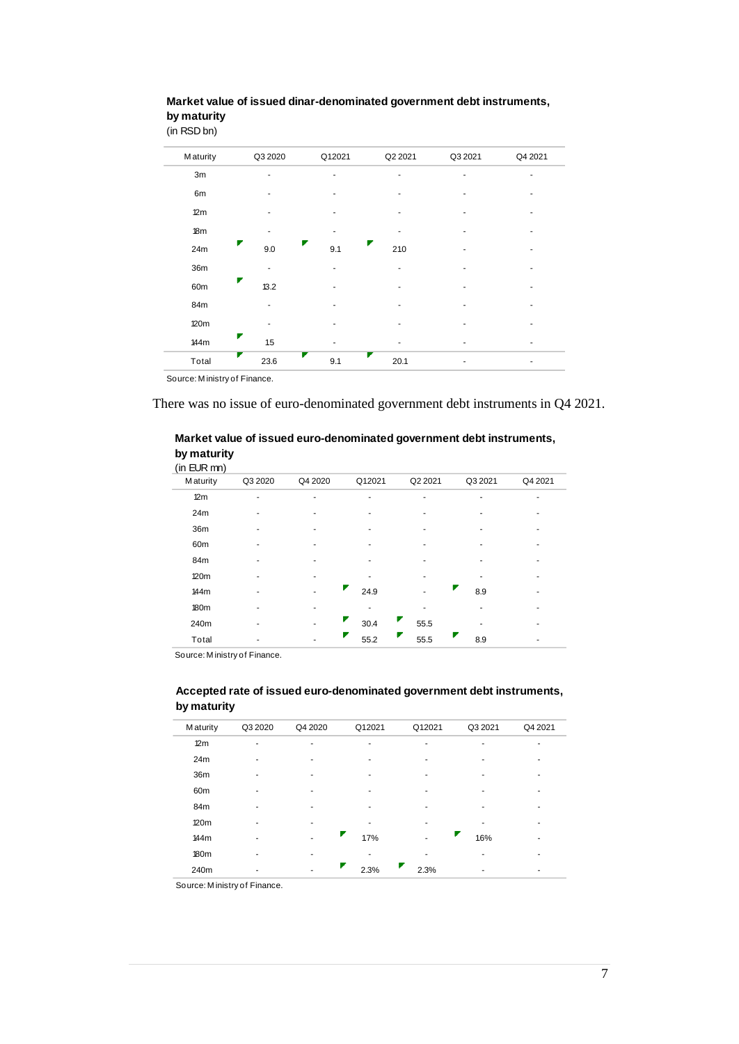**Market value of issued dinar-denominated government debt instruments, by maturity**
(in RSD bn)

| Maturity | Q3 2020 | Q1 2021 | Q2 2021 | Q3 2021 | Q4 2021 |
|---|---|---|---|---|---|
| 3m | - | - | - | - | - |
| 6m | - | - | - | - | - |
| 12m | - | - | - | - | - |
| 18m | - | - | - | - | - |
| 24m | 9.0 | 9.1 | 21.0 | - | - |
| 36m | - | - | - | - | - |
| 60m | 13.2 | - | - | - | - |
| 84m | - | - | - | - | - |
| 120m | - | - | - | - | - |
| 144m | 1.5 | - | - | - | - |
| Total | 23.6 | 9.1 | 20.1 | - | - |

Source: Ministry of Finance.

There was no issue of euro-denominated government debt instruments in Q4 2021.

**Market value of issued euro-denominated government debt instruments, by maturity**
(in EUR mn)

| Maturity | Q3 2020 | Q4 2020 | Q1 2021 | Q2 2021 | Q3 2021 | Q4 2021 |
|---|---|---|---|---|---|---|
| 12m | - | - | - | - | - | - |
| 24m | - | - | - | - | - | - |
| 36m | - | - | - | - | - | - |
| 60m | - | - | - | - | - | - |
| 84m | - | - | - | - | - | - |
| 120m | - | - | - | - | - | - |
| 144m | - | - | 24.9 | - | 8.9 | - |
| 180m | - | - | - | - | - | - |
| 240m | - | - | 30.4 | 55.5 | - | - |
| Total | - | - | 55.2 | 55.5 | 8.9 | - |

Source: Ministry of Finance.

**Accepted rate of issued euro-denominated government debt instruments, by maturity**

| Maturity | Q3 2020 | Q4 2020 | Q1 2021 | Q1 2021 | Q3 2021 | Q4 2021 |
|---|---|---|---|---|---|---|
| 12m | - | - | - | - | - | - |
| 24m | - | - | - | - | - | - |
| 36m | - | - | - | - | - | - |
| 60m | - | - | - | - | - | - |
| 84m | - | - | - | - | - | - |
| 120m | - | - | - | - | - | - |
| 144m | - | - | 1.7% | - | 1.6% | - |
| 180m | - | - | - | - | - | - |
| 240m | - | - | 2.3% | 2.3% | - | - |

Source: Ministry of Finance.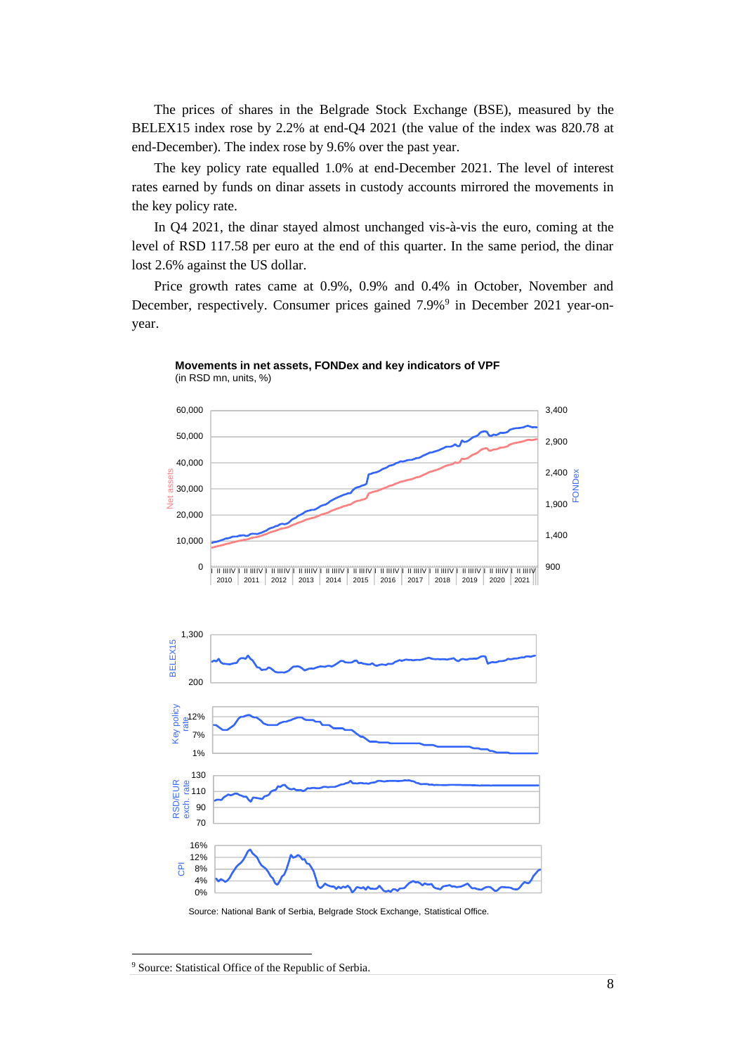The prices of shares in the Belgrade Stock Exchange (BSE), measured by the BELEX15 index rose by 2.2% at end-Q4 2021 (the value of the index was 820.78 at end-December). The index rose by 9.6% over the past year.

The key policy rate equalled 1.0% at end-December 2021. The level of interest rates earned by funds on dinar assets in custody accounts mirrored the movements in the key policy rate.

In Q4 2021, the dinar stayed almost unchanged vis-à-vis the euro, coming at the level of RSD 117.58 per euro at the end of this quarter. In the same period, the dinar lost 2.6% against the US dollar.

Price growth rates came at 0.9%, 0.9% and 0.4% in October, November and December, respectively. Consumer prices gained 7.9%[9] in December 2021 year-on-year.

**Movements in net assets, FONDex and key indicators of VPF**
(in RSD mn, units, %)

Source: National Bank of Serbia, Belgrade Stock Exchange, Statistical Office.

[9] Source: Statistical Office of the Republic of Serbia.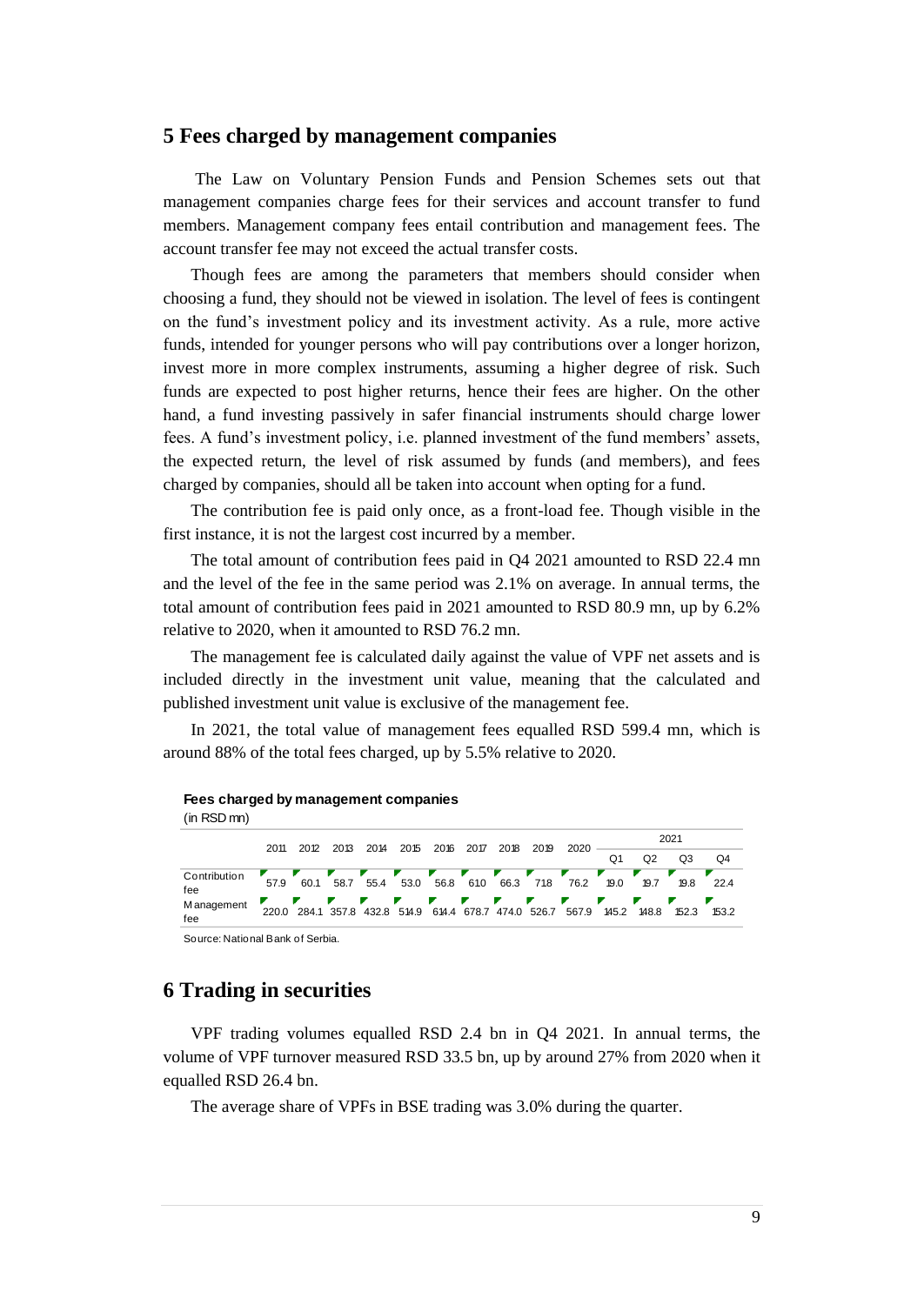## 5 Fees charged by management companies

The Law on Voluntary Pension Funds and Pension Schemes sets out that management companies charge fees for their services and account transfer to fund members. Management company fees entail contribution and management fees. The account transfer fee may not exceed the actual transfer costs.

Though fees are among the parameters that members should consider when choosing a fund, they should not be viewed in isolation. The level of fees is contingent on the fund's investment policy and its investment activity. As a rule, more active funds, intended for younger persons who will pay contributions over a longer horizon, invest more in more complex instruments, assuming a higher degree of risk. Such funds are expected to post higher returns, hence their fees are higher. On the other hand, a fund investing passively in safer financial instruments should charge lower fees. A fund's investment policy, i.e. planned investment of the fund members' assets, the expected return, the level of risk assumed by funds (and members), and fees charged by companies, should all be taken into account when opting for a fund.

The contribution fee is paid only once, as a front-load fee. Though visible in the first instance, it is not the largest cost incurred by a member.

The total amount of contribution fees paid in Q4 2021 amounted to RSD 22.4 mn and the level of the fee in the same period was 2.1% on average. In annual terms, the total amount of contribution fees paid in 2021 amounted to RSD 80.9 mn, up by 6.2% relative to 2020, when it amounted to RSD 76.2 mn.

The management fee is calculated daily against the value of VPF net assets and is included directly in the investment unit value, meaning that the calculated and published investment unit value is exclusive of the management fee.

In 2021, the total value of management fees equalled RSD 599.4 mn, which is around 88% of the total fees charged, up by 5.5% relative to 2020.

**Fees charged by management companies**
(in RSD mn)

| | 2011 | 2012 | 2013 | 2014 | 2015 | 2016 | 2017 | 2018 | 2019 | 2020 | 2021 | | | |
|---|---|---|---|---|---|---|---|---|---|---|---|---|---|---|
| | | | | | | | | | | | Q1 | Q2 | Q3 | Q4 |
| Contribution fee | 57.9 | 60.1 | 58.7 | 55.4 | 53.0 | 56.8 | 61.0 | 66.3 | 71.8 | 76.2 | 19.0 | 19.7 | 19.8 | 22.4 |
| Management fee | 220.0 | 284.1 | 357.8 | 432.8 | 514.9 | 614.4 | 678.7 | 474.0 | 526.7 | 567.9 | 145.2 | 148.8 | 152.3 | 153.2 |

Source: National Bank of Serbia.

## 6 Trading in securities

VPF trading volumes equalled RSD 2.4 bn in Q4 2021. In annual terms, the volume of VPF turnover measured RSD 33.5 bn, up by around 27% from 2020 when it equalled RSD 26.4 bn.

The average share of VPFs in BSE trading was 3.0% during the quarter.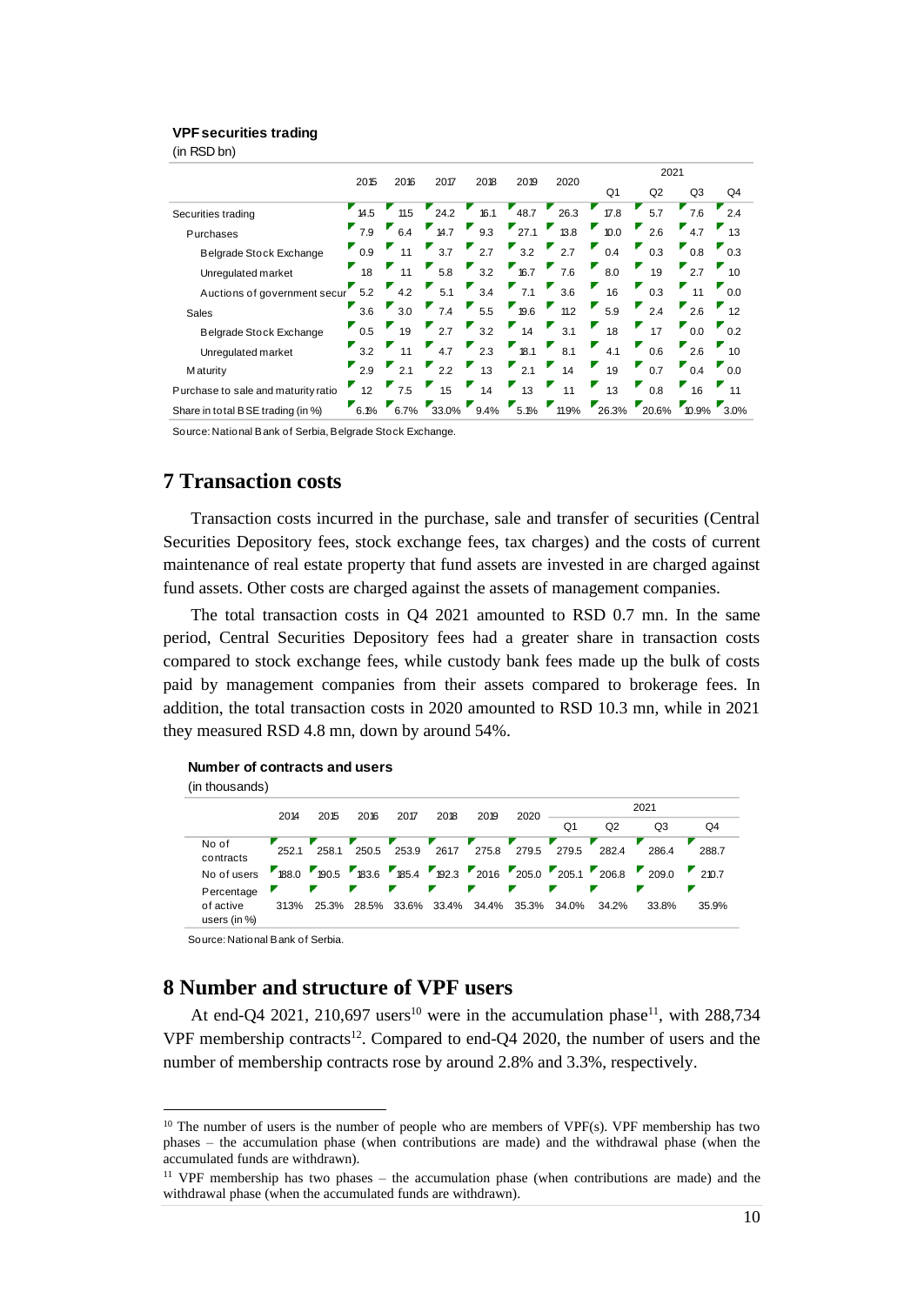**VPF securities trading**
(in RSD bn)

| | 2015 | 2016 | 2017 | 2018 | 2019 | 2020 | 2021 | | | |
|---|---|---|---|---|---|---|---|---|---|---|
| | | | | | | | Q1 | Q2 | Q3 | Q4 |
| Securities trading | 14.5 | 11.5 | 24.2 | 16.1 | 48.7 | 26.3 | 17.8 | 5.7 | 7.6 | 2.4 |
| Purchases | 7.9 | 6.4 | 14.7 | 9.3 | 27.1 | 13.8 | 10.0 | 2.6 | 4.7 | 1.3 |
| Belgrade Stock Exchange | 0.9 | 1.1 | 3.7 | 2.7 | 3.2 | 2.7 | 0.4 | 0.3 | 0.8 | 0.3 |
| Unregulated market | 1.8 | 1.1 | 5.8 | 3.2 | 16.7 | 7.6 | 8.0 | 1.9 | 2.7 | 1.0 |
| Auctions of government secur | 5.2 | 4.2 | 5.1 | 3.4 | 7.1 | 3.6 | 1.6 | 0.3 | 1.1 | 0.0 |
| Sales | 3.6 | 3.0 | 7.4 | 5.5 | 19.6 | 11.2 | 5.9 | 2.4 | 2.6 | 1.2 |
| Belgrade Stock Exchange | 0.5 | 1.9 | 2.7 | 3.2 | 1.4 | 3.1 | 1.8 | 1.7 | 0.0 | 0.2 |
| Unregulated market | 3.2 | 1.1 | 4.7 | 2.3 | 18.1 | 8.1 | 4.1 | 0.6 | 2.6 | 1.0 |
| Maturity | 2.9 | 2.1 | 2.2 | 1.3 | 2.1 | 1.4 | 1.9 | 0.7 | 0.4 | 0.0 |
| Purchase to sale and maturity ratio | 1.2 | 7.5 | 1.5 | 1.4 | 1.3 | 1.1 | 1.3 | 0.8 | 1.6 | 1.1 |
| Share in total BSE trading (in %) | 6.1% | 6.7% | 33.0% | 9.4% | 5.1% | 11.9% | 26.3% | 20.6% | 10.9% | 3.0% |

Source: National Bank of Serbia, Belgrade Stock Exchange.

# 7 Transaction costs

Transaction costs incurred in the purchase, sale and transfer of securities (Central Securities Depository fees, stock exchange fees, tax charges) and the costs of current maintenance of real estate property that fund assets are invested in are charged against fund assets. Other costs are charged against the assets of management companies.

The total transaction costs in Q4 2021 amounted to RSD 0.7 mn. In the same period, Central Securities Depository fees had a greater share in transaction costs compared to stock exchange fees, while custody bank fees made up the bulk of costs paid by management companies from their assets compared to brokerage fees. In addition, the total transaction costs in 2020 amounted to RSD 10.3 mn, while in 2021 they measured RSD 4.8 mn, down by around 54%.

**Number of contracts and users**
(in thousands)

| | 2014 | 2015 | 2016 | 2017 | 2018 | 2019 | 2020 | 2021 | | | |
|---|---|---|---|---|---|---|---|---|---|---|---|
| | | | | | | | | Q1 | Q2 | Q3 | Q4 |
| No of contracts | 252.1 | 258.1 | 250.5 | 253.9 | 261.7 | 275.8 | 279.5 | 279.5 | 282.4 | 286.4 | 288.7 |
| No of users | 188.0 | 190.5 | 183.6 | 185.4 | 192.3 | 201.6 | 205.0 | 205.1 | 206.8 | 209.0 | 210.7 |
| Percentage of active users (in %) | 31.3% | 25.3% | 28.5% | 33.6% | 33.4% | 34.4% | 35.3% | 34.0% | 34.2% | 33.8% | 35.9% |

Source: National Bank of Serbia.

# 8 Number and structure of VPF users

At end-Q4 2021, 210,697 users[10] were in the accumulation phase[11], with 288,734 VPF membership contracts[12]. Compared to end-Q4 2020, the number of users and the number of membership contracts rose by around 2.8% and 3.3%, respectively.

---

[10] The number of users is the number of people who are members of VPF(s). VPF membership has two phases – the accumulation phase (when contributions are made) and the withdrawal phase (when the accumulated funds are withdrawn).

[11] VPF membership has two phases – the accumulation phase (when contributions are made) and the withdrawal phase (when the accumulated funds are withdrawn).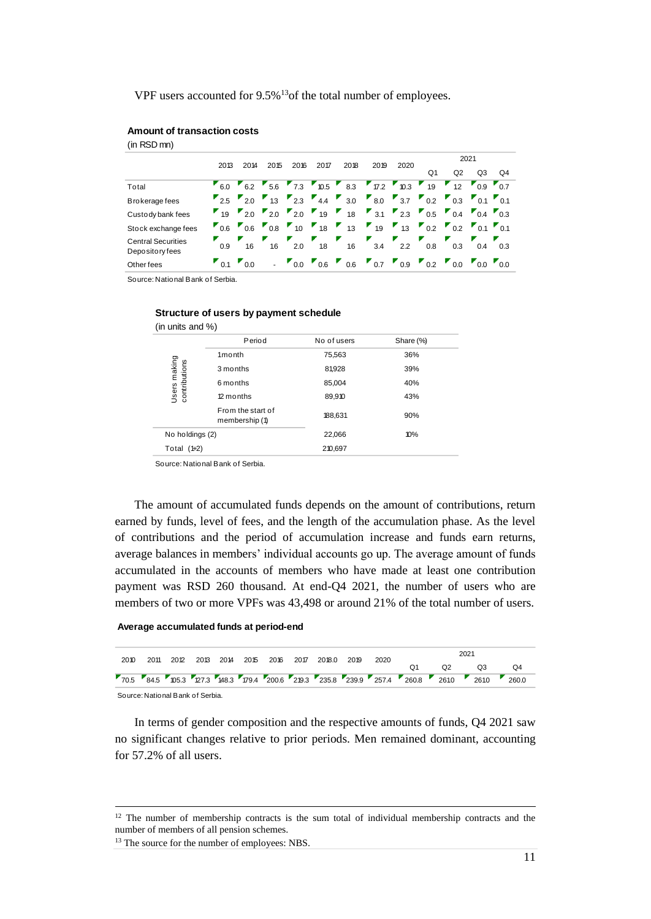VPF users accounted for 9.5%[13] of the total number of employees.

**Amount of transaction costs**

(in RSD mn)

| | 2013 | 2014 | 2015 | 2016 | 2017 | 2018 | 2019 | 2020 | 2021 | | | |
|---|---|---|---|---|---|---|---|---|---|---|---|---|
| | | | | | | | | | Q1 | Q2 | Q3 | Q4 |
| Total | 6.0 | 6.2 | 5.6 | 7.3 | 10.5 | 8.3 | 17.2 | 10.3 | 1.9 | 1.2 | 0.9 | 0.7 |
| Brokerage fees | 2.5 | 2.0 | 1.3 | 2.3 | 4.4 | 3.0 | 8.0 | 3.7 | 0.2 | 0.3 | 0.1 | 0.1 |
| Custody bank fees | 1.9 | 2.0 | 2.0 | 2.0 | 1.9 | 1.8 | 3.1 | 2.3 | 0.5 | 0.4 | 0.4 | 0.3 |
| Stock exchange fees | 0.6 | 0.6 | 0.8 | 1.0 | 1.8 | 1.3 | 1.9 | 1.3 | 0.2 | 0.2 | 0.1 | 0.1 |
| Central Securities Depository fees | 0.9 | 1.6 | 1.6 | 2.0 | 1.8 | 1.6 | 3.4 | 2.2 | 0.8 | 0.3 | 0.4 | 0.3 |
| Other fees | 0.1 | 0.0 | - | 0.0 | 0.6 | 0.6 | 0.7 | 0.9 | 0.2 | 0.0 | 0.0 | 0.0 |

Source: National Bank of Serbia.

**Structure of users by payment schedule**

(in units and %)

| | Period | No of users | Share (%) |
|---|---|---|---|
| Users making contributions | 1 month | 75,563 | 36% |
| | 3 months | 81,928 | 39% |
| | 6 months | 85,004 | 40% |
| | 12 months | 89,910 | 43% |
| | From the start of membership (1) | 188,631 | 90% |
| No holdings (2) | | 22,066 | 10% |
| Total (1+2) | | 210,697 | |

Source: National Bank of Serbia.

The amount of accumulated funds depends on the amount of contributions, return earned by funds, level of fees, and the length of the accumulation phase. As the level of contributions and the period of accumulation increase and funds earn returns, average balances in members' individual accounts go up. The average amount of funds accumulated in the accounts of members who have made at least one contribution payment was RSD 260 thousand. At end-Q4 2021, the number of users who are members of two or more VPFs was 43,498 or around 21% of the total number of users.

**Average accumulated funds at period-end**

| 2010 | 2011 | 2012 | 2013 | 2014 | 2015 | 2016 | 2017 | 2018.0 | 2019 | 2020 | 2021 | | | |
|---|---|---|---|---|---|---|---|---|---|---|---|---|---|---|
| | | | | | | | | | | | Q1 | Q2 | Q3 | Q4 |
| 70.5 | 84.5 | 105.3 | 127.3 | 148.3 | 179.4 | 200.6 | 219.3 | 235.8 | 239.9 | 257.4 | 260.8 | 261.0 | 261.0 | 260.0 |

Source: National Bank of Serbia.

In terms of gender composition and the respective amounts of funds, Q4 2021 saw no significant changes relative to prior periods. Men remained dominant, accounting for 57.2% of all users.

---

[12] The number of membership contracts is the sum total of individual membership contracts and the number of members of all pension schemes.

[13] The source for the number of employees: NBS.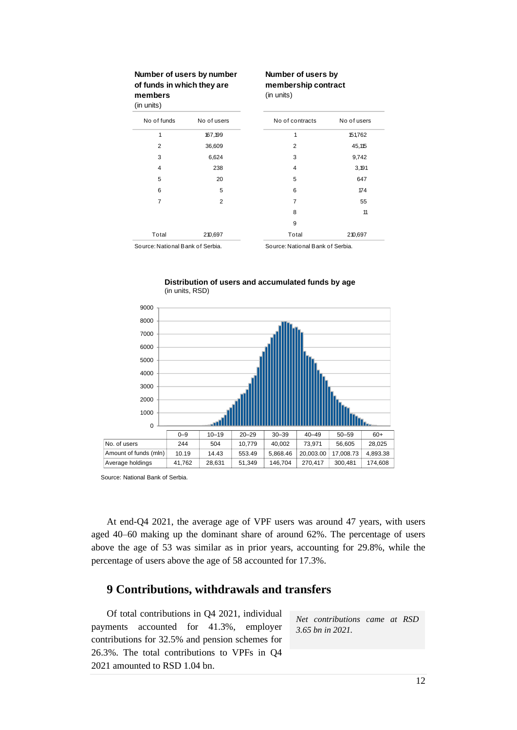**Number of users by number of funds in which they are members**
(in units)

| No of funds | No of users |
|---|---|
| 1 | 167,199 |
| 2 | 36,609 |
| 3 | 6,624 |
| 4 | 238 |
| 5 | 20 |
| 6 | 5 |
| 7 | 2 |
| Total | 210,697 |

Source: National Bank of Serbia.

**Number of users by membership contract**
(in units)

| No of contracts | No of users |
|---|---|
| 1 | 151,762 |
| 2 | 45,115 |
| 3 | 9,742 |
| 4 | 3,191 |
| 5 | 647 |
| 6 | 174 |
| 7 | 55 |
| 8 | 11 |
| 9 | |
| Total | 210,697 |

Source: National Bank of Serbia.

**Distribution of users and accumulated funds by age**
(in units, RSD)

| | 0–9 | 10–19 | 20–29 | 30–39 | 40–49 | 50–59 | 60+ |
|---|---|---|---|---|---|---|---|
| No. of users | 244 | 504 | 10,779 | 40,002 | 73,971 | 56,605 | 28,025 |
| Amount of funds (mln) | 10.19 | 14.43 | 553.49 | 5,868.46 | 20,003.00 | 17,008.73 | 4,893.38 |
| Average holdings | 41,762 | 28,631 | 51,349 | 146,704 | 270,417 | 300,481 | 174,608 |

Source: National Bank of Serbia.

At end-Q4 2021, the average age of VPF users was around 47 years, with users aged 40–60 making up the dominant share of around 62%. The percentage of users above the age of 53 was similar as in prior years, accounting for 29.8%, while the percentage of users above the age of 58 accounted for 17.3%.

## 9 Contributions, withdrawals and transfers

*Net contributions came at RSD 3.65 bn in 2021.*

Of total contributions in Q4 2021, individual payments accounted for 41.3%, employer contributions for 32.5% and pension schemes for 26.3%. The total contributions to VPFs in Q4 2021 amounted to RSD 1.04 bn.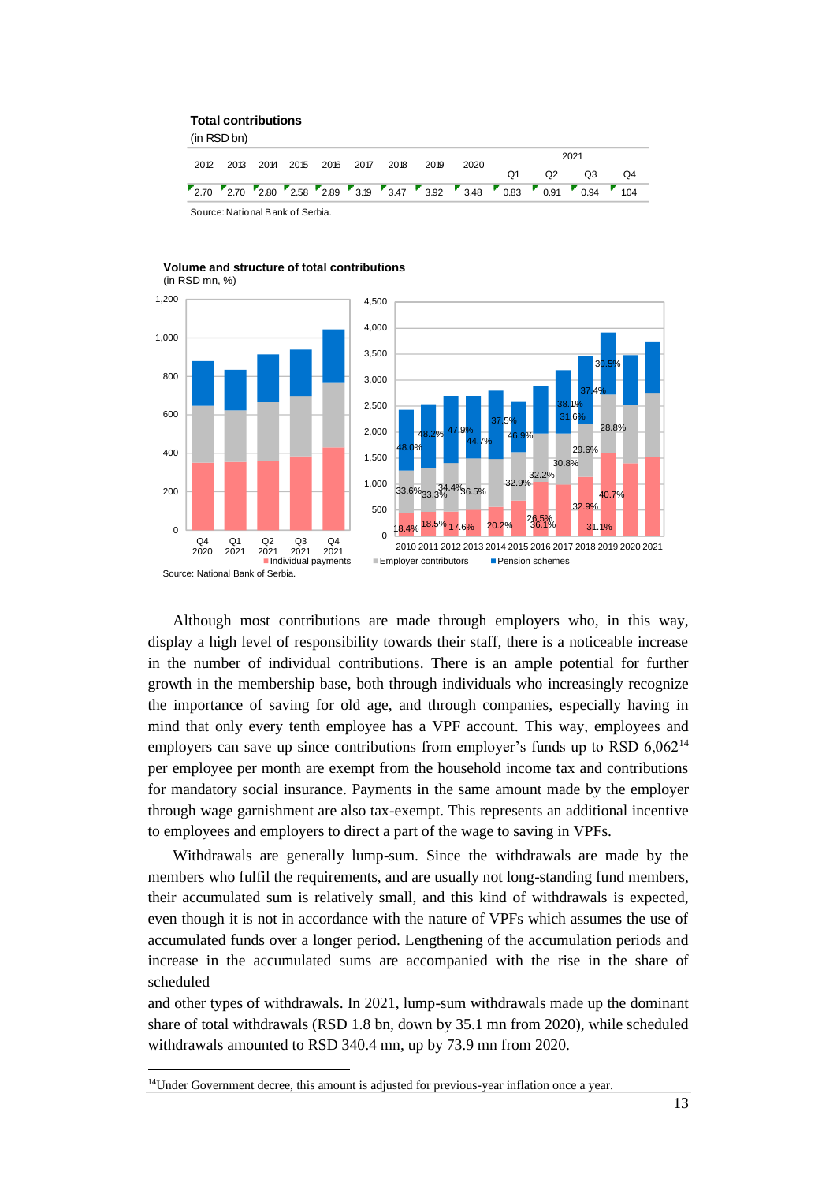**Total contributions**

(in RSD bn)

| 2012 | 2013 | 2014 | 2015 | 2016 | 2017 | 2018 | 2019 | 2020 | 2021 Q1 | 2021 Q2 | 2021 Q3 | 2021 Q4 |
|---|---|---|---|---|---|---|---|---|---|---|---|---|
| 2.70 | 2.70 | 2.80 | 2.58 | 2.89 | 3.19 | 3.47 | 3.92 | 3.48 | 0.83 | 0.91 | 0.94 | 104 |

Source: National Bank of Serbia.

**Volume and structure of total contributions**

(in RSD mn, %)

Source: National Bank of Serbia.

Although most contributions are made through employers who, in this way, display a high level of responsibility towards their staff, there is a noticeable increase in the number of individual contributions. There is an ample potential for further growth in the membership base, both through individuals who increasingly recognize the importance of saving for old age, and through companies, especially having in mind that only every tenth employee has a VPF account. This way, employees and employers can save up since contributions from employer's funds up to RSD 6,062[14] per employee per month are exempt from the household income tax and contributions for mandatory social insurance. Payments in the same amount made by the employer through wage garnishment are also tax-exempt. This represents an additional incentive to employees and employers to direct a part of the wage to saving in VPFs.

Withdrawals are generally lump-sum. Since the withdrawals are made by the members who fulfil the requirements, and are usually not long-standing fund members, their accumulated sum is relatively small, and this kind of withdrawals is expected, even though it is not in accordance with the nature of VPFs which assumes the use of accumulated funds over a longer period. Lengthening of the accumulation periods and increase in the accumulated sums are accompanied with the rise in the share of scheduled and other types of withdrawals. In 2021, lump-sum withdrawals made up the dominant share of total withdrawals (RSD 1.8 bn, down by 35.1 mn from 2020), while scheduled withdrawals amounted to RSD 340.4 mn, up by 73.9 mn from 2020.

[14] Under Government decree, this amount is adjusted for previous-year inflation once a year.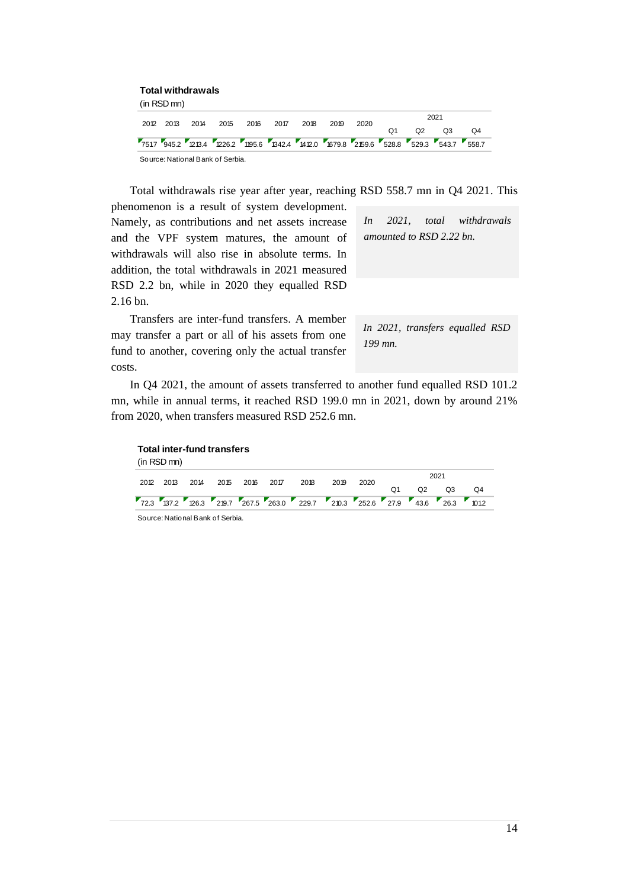**Total withdrawals**
(in RSD mn)

| 2012 | 2013 | 2014 | 2015 | 2016 | 2017 | 2018 | 2019 | 2020 | 2021 | | | |
|---|---|---|---|---|---|---|---|---|---|---|---|---|
| | | | | | | | | | Q1 | Q2 | Q3 | Q4 |
| 751.7 | 945.2 | 1213.4 | 1226.2 | 1195.6 | 1342.4 | 1412.0 | 1679.8 | 2159.6 | 528.8 | 529.3 | 543.7 | 558.7 |

Source: National Bank of Serbia.

Total withdrawals rise year after year, reaching RSD 558.7 mn in Q4 2021. This phenomenon is a result of system development. Namely, as contributions and net assets increase and the VPF system matures, the amount of withdrawals will also rise in absolute terms. In addition, the total withdrawals in 2021 measured RSD 2.2 bn, while in 2020 they equalled RSD 2.16 bn.

*In 2021, total withdrawals amounted to RSD 2.22 bn.*

Transfers are inter-fund transfers. A member may transfer a part or all of his assets from one fund to another, covering only the actual transfer costs.

*In 2021, transfers equalled RSD 199 mn.*

In Q4 2021, the amount of assets transferred to another fund equalled RSD 101.2 mn, while in annual terms, it reached RSD 199.0 mn in 2021, down by around 21% from 2020, when transfers measured RSD 252.6 mn.

**Total inter-fund transfers**
(in RSD mn)

| 2012 | 2013 | 2014 | 2015 | 2016 | 2017 | 2018 | 2019 | 2020 | 2021 | | | |
|---|---|---|---|---|---|---|---|---|---|---|---|---|
| | | | | | | | | | Q1 | Q2 | Q3 | Q4 |
| 72.3 | 137.2 | 126.3 | 219.7 | 267.5 | 263.0 | 229.7 | 210.3 | 252.6 | 27.9 | 43.6 | 26.3 | 101.2 |

Source: National Bank of Serbia.